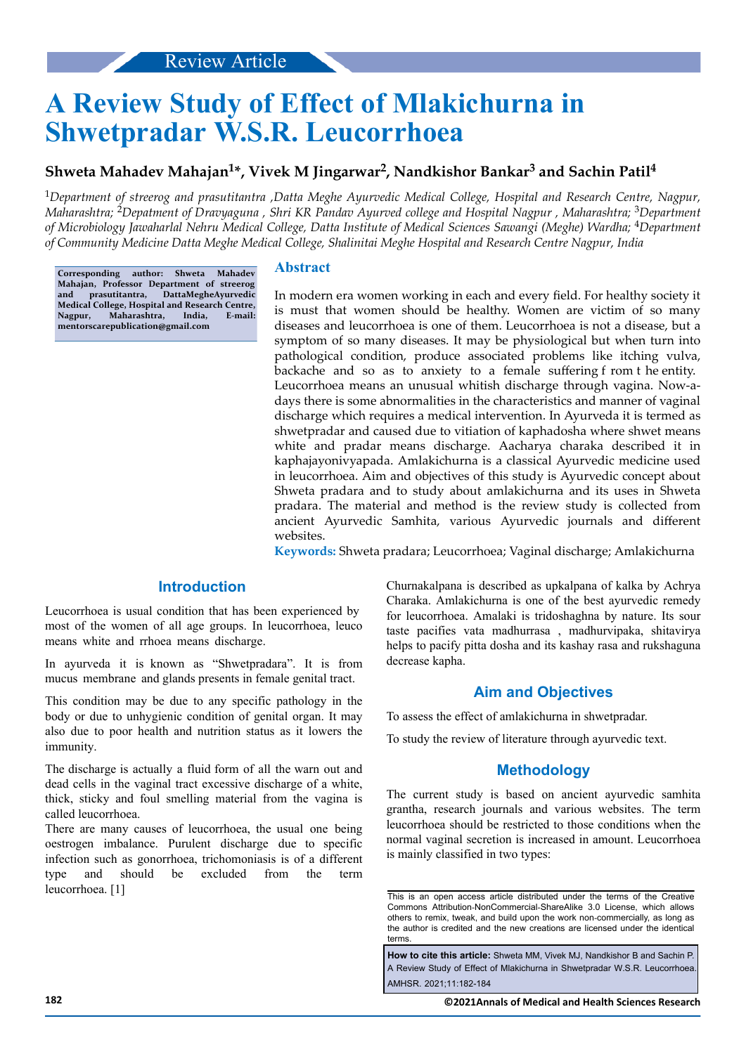Review Article

# A Review Study of Effect of Mlakichurna in Shwetpradar W.S.R. Leucorrhoea

**Shweta Mahadev Mahajan[1]*, Vivek M Jingarwar[2], Nandkishor Bankar[3] and Sachin Patil[4]**

[1]*Department of streerog and prasutitantra ,Datta Meghe Ayurvedic Medical College, Hospital and Research Centre, Nagpur, Maharashtra;* [2]*Depatment of Dravyaguna , Shri KR Pandav Ayurved college and Hospital Nagpur , Maharashtra;* [3]*Department of Microbiology Jawaharlal Nehru Medical College, Datta Institute of Medical Sciences Sawangi (Meghe) Wardha;* [4]*Department of Community Medicine Datta Meghe Medical College, Shalinitai Meghe Hospital and Research Centre Nagpur, India*

**Corresponding author: Shweta Mahadev Mahajan, Professor Department of streerog and prasutitantra, DattaMegheAyurvedic Medical College, Hospital and Research Centre, Nagpur, Maharashtra, India, E-mail: mentorscarepublication@gmail.com**

## Abstract

In modern era women working in each and every field. For healthy society it is must that women should be healthy. Women are victim of so many diseases and leucorrhoea is one of them. Leucorrhoea is not a disease, but a symptom of so many diseases. It may be physiological but when turn into pathological condition, produce associated problems like itching vulva, backache and so as to anxiety to a female suffering f rom t he entity. Leucorrhoea means an unusual whitish discharge through vagina. Now-a-days there is some abnormalities in the characteristics and manner of vaginal discharge which requires a medical intervention. In Ayurveda it is termed as shwetpradar and caused due to vitiation of kaphadosha where shwet means white and pradar means discharge. Aacharya charaka described it in kaphajayonivyapada. Amlakichurna is a classical Ayurvedic medicine used in leucorrhoea. Aim and objectives of this study is Ayurvedic concept about Shweta pradara and to study about amlakichurna and its uses in Shweta pradara. The material and method is the review study is collected from ancient Ayurvedic Samhita, various Ayurvedic journals and different websites.

**Keywords:** Shweta pradara; Leucorrhoea; Vaginal discharge; Amlakichurna

## Introduction

Leucorrhoea is usual condition that has been experienced by most of the women of all age groups. In leucorrhoea, leuco means white and rrhoea means discharge.

In ayurveda it is known as "Shwetpradara". It is from mucus membrane and glands presents in female genital tract.

This condition may be due to any specific pathology in the body or due to unhygienic condition of genital organ. It may also due to poor health and nutrition status as it lowers the immunity.

The discharge is actually a fluid form of all the warn out and dead cells in the vaginal tract excessive discharge of a white, thick, sticky and foul smelling material from the vagina is called leucorrhoea.

There are many causes of leucorrhoea, the usual one being oestrogen imbalance. Purulent discharge due to specific infection such as gonorrhoea, trichomoniasis is of a different type and should be excluded from the term leucorrhoea. [1]

Churnakalpana is described as upkalpana of kalka by Achrya Charaka. Amlakichurna is one of the best ayurvedic remedy for leucorrhoea. Amalaki is tridoshaghna by nature. Its sour taste pacifies vata madhurrasa , madhurvipaka, shitavirya helps to pacify pitta dosha and its kashay rasa and rukshaguna decrease kapha.

## Aim and Objectives

To assess the effect of amlakichurna in shwetpradar.

To study the review of literature through ayurvedic text.

## Methodology

The current study is based on ancient ayurvedic samhita grantha, research journals and various websites. The term leucorrhoea should be restricted to those conditions when the normal vaginal secretion is increased in amount. Leucorrhoea is mainly classified in two types:

This is an open access article distributed under the terms of the Creative Commons Attribution-NonCommercial-ShareAlike 3.0 License, which allows others to remix, tweak, and build upon the work non-commercially, as long as the author is credited and the new creations are licensed under the identical terms.

**How to cite this article:** Shweta MM, Vivek MJ, Nandkishor B and Sachin P. A Review Study of Effect of Mlakichurna in Shwetpradar W.S.R. Leucorrhoea. AMHSR. 2021;11:182-184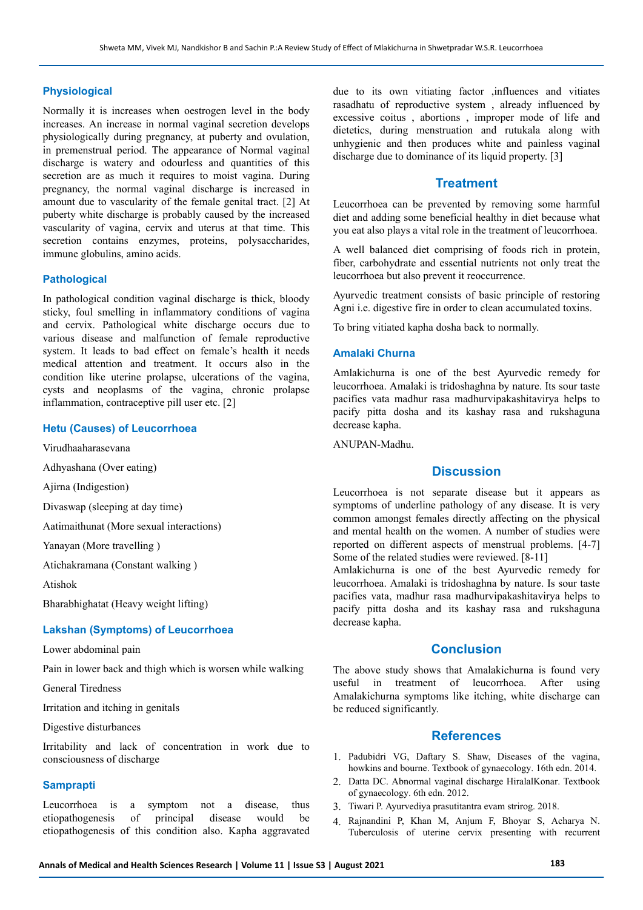### Physiological

Normally it is increases when oestrogen level in the body increases. An increase in normal vaginal secretion develops physiologically during pregnancy, at puberty and ovulation, in premenstrual period. The appearance of Normal vaginal discharge is watery and odourless and quantities of this secretion are as much it requires to moist vagina. During pregnancy, the normal vaginal discharge is increased in amount due to vascularity of the female genital tract. [2] At puberty white discharge is probably caused by the increased vascularity of vagina, cervix and uterus at that time. This secretion contains enzymes, proteins, polysaccharides, immune globulins, amino acids.

### Pathological

In pathological condition vaginal discharge is thick, bloody sticky, foul smelling in inflammatory conditions of vagina and cervix. Pathological white discharge occurs due to various disease and malfunction of female reproductive system. It leads to bad effect on female's health it needs medical attention and treatment. It occurs also in the condition like uterine prolapse, ulcerations of the vagina, cysts and neoplasms of the vagina, chronic prolapse inflammation, contraceptive pill user etc. [2]

### Hetu (Causes) of Leucorrhoea

Virudhaaharasevana

Adhyashana (Over eating)

Ajirna (Indigestion)

Divaswap (sleeping at day time)

Aatimaithunat (More sexual interactions)

Yanayan (More travelling )

Atichakramana (Constant walking )

Atishok

Bharabhighatat (Heavy weight lifting)

### Lakshan (Symptoms) of Leucorrhoea

Lower abdominal pain

Pain in lower back and thigh which is worsen while walking

General Tiredness

Irritation and itching in genitals

Digestive disturbances

Irritability and lack of concentration in work due to consciousness of discharge

### Samprapti

Leucorrhoea is a symptom not a disease, thus etiopathogenesis of principal disease would be etiopathogenesis of this condition also. Kapha aggravated due to its own vitiating factor ,influences and vitiates rasadhatu of reproductive system , already influenced by excessive coitus , abortions , improper mode of life and dietetics, during menstruation and rutukala along with unhygienic and then produces white and painless vaginal discharge due to dominance of its liquid property. [3]

## Treatment

Leucorrhoea can be prevented by removing some harmful diet and adding some beneficial healthy in diet because what you eat also plays a vital role in the treatment of leucorrhoea.

A well balanced diet comprising of foods rich in protein, fiber, carbohydrate and essential nutrients not only treat the leucorrhoea but also prevent it reoccurrence.

Ayurvedic treatment consists of basic principle of restoring Agni i.e. digestive fire in order to clean accumulated toxins.

To bring vitiated kapha dosha back to normally.

### Amalaki Churna

Amlakichurna is one of the best Ayurvedic remedy for leucorrhoea. Amalaki is tridoshaghna by nature. Its sour taste pacifies vata madhur rasa madhurvipakashitavirya helps to pacify pitta dosha and its kashay rasa and rukshaguna decrease kapha.

ANUPAN-Madhu.

## Discussion

Leucorrhoea is not separate disease but it appears as symptoms of underline pathology of any disease. It is very common amongst females directly affecting on the physical and mental health on the women. A number of studies were reported on different aspects of menstrual problems. [4-7] Some of the related studies were reviewed. [8-11]
Amlakichurna is one of the best Ayurvedic remedy for leucorrhoea. Amalaki is tridoshaghna by nature. Is sour taste pacifies vata, madhur rasa madhurvipakashitavirya helps to pacify pitta dosha and its kashay rasa and rukshaguna decrease kapha.

## Conclusion

The above study shows that Amalakichurna is found very useful in treatment of leucorrhoea. After using Amalakichurna symptoms like itching, white discharge can be reduced significantly.

## References

1. Padubidri VG, Daftary S. Shaw, Diseases of the vagina, howkins and bourne. Textbook of gynaecology. 16th edn. 2014.
2. Datta DC. Abnormal vaginal discharge HiralalKonar. Textbook of gynaecology. 6th edn. 2012.
3. Tiwari P. Ayurvediya prasutitantra evam strirog. 2018.
4. Rajnandini P, Khan M, Anjum F, Bhoyar S, Acharya N. Tuberculosis of uterine cervix presenting with recurrent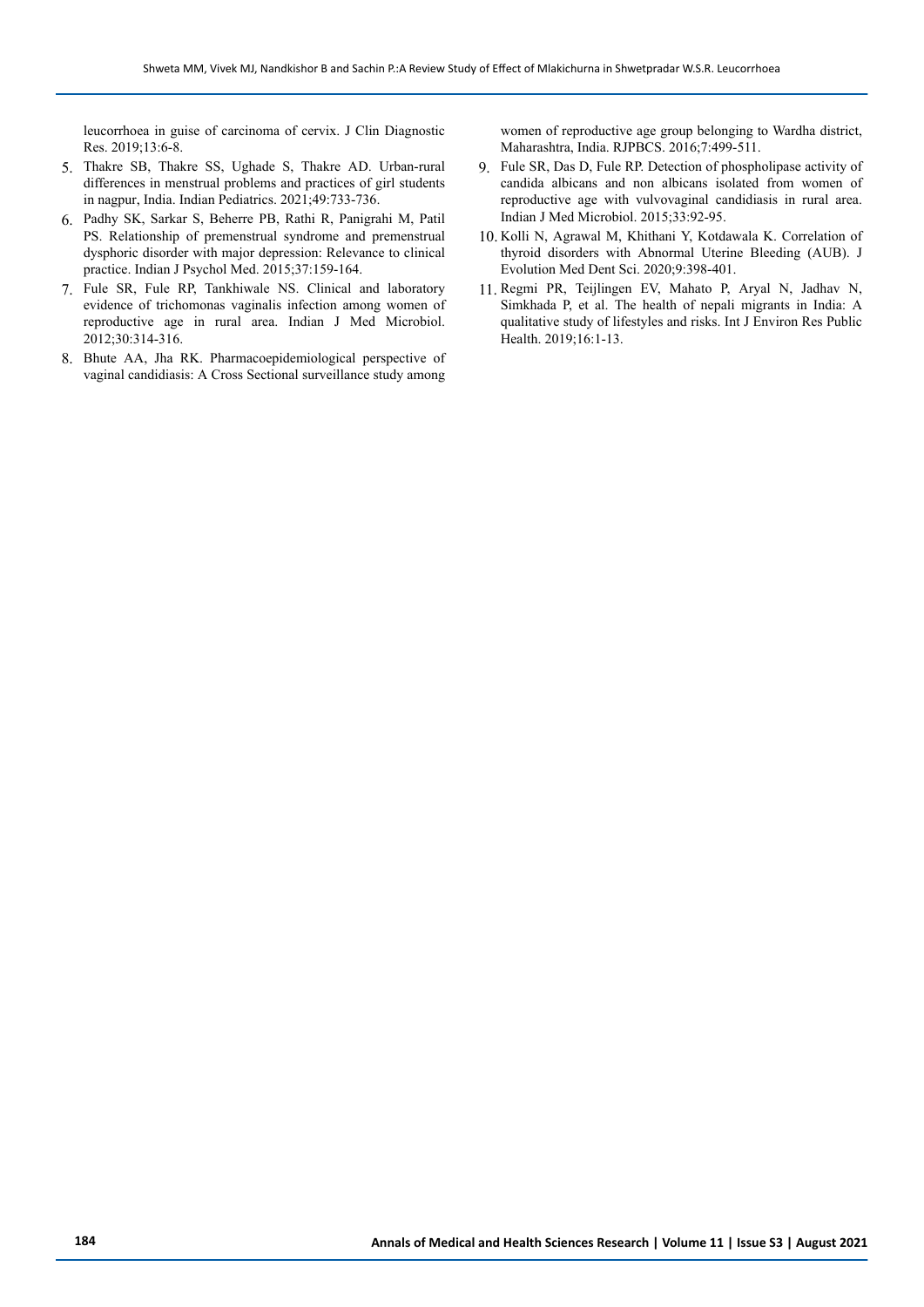leucorrhoea in guise of carcinoma of cervix. J Clin Diagnostic Res. 2019;13:6-8.

5. Thakre SB, Thakre SS, Ughade S, Thakre AD. Urban-rural differences in menstrual problems and practices of girl students in nagpur, India. Indian Pediatrics. 2021;49:733-736.
6. Padhy SK, Sarkar S, Beherre PB, Rathi R, Panigrahi M, Patil PS. Relationship of premenstrual syndrome and premenstrual dysphoric disorder with major depression: Relevance to clinical practice. Indian J Psychol Med. 2015;37:159-164.
7. Fule SR, Fule RP, Tankhiwale NS. Clinical and laboratory evidence of trichomonas vaginalis infection among women of reproductive age in rural area. Indian J Med Microbiol. 2012;30:314-316.
8. Bhute AA, Jha RK. Pharmacoepidemiological perspective of vaginal candidiasis: A Cross Sectional surveillance study among women of reproductive age group belonging to Wardha district, Maharashtra, India. RJPBCS. 2016;7:499-511.
9. Fule SR, Das D, Fule RP. Detection of phospholipase activity of candida albicans and non albicans isolated from women of reproductive age with vulvovaginal candidiasis in rural area. Indian J Med Microbiol. 2015;33:92-95.
10. Kolli N, Agrawal M, Khithani Y, Kotdawala K. Correlation of thyroid disorders with Abnormal Uterine Bleeding (AUB). J Evolution Med Dent Sci. 2020;9:398-401.
11. Regmi PR, Teijlingen EV, Mahato P, Aryal N, Jadhav N, Simkhada P, et al. The health of nepali migrants in India: A qualitative study of lifestyles and risks. Int J Environ Res Public Health. 2019;16:1-13.